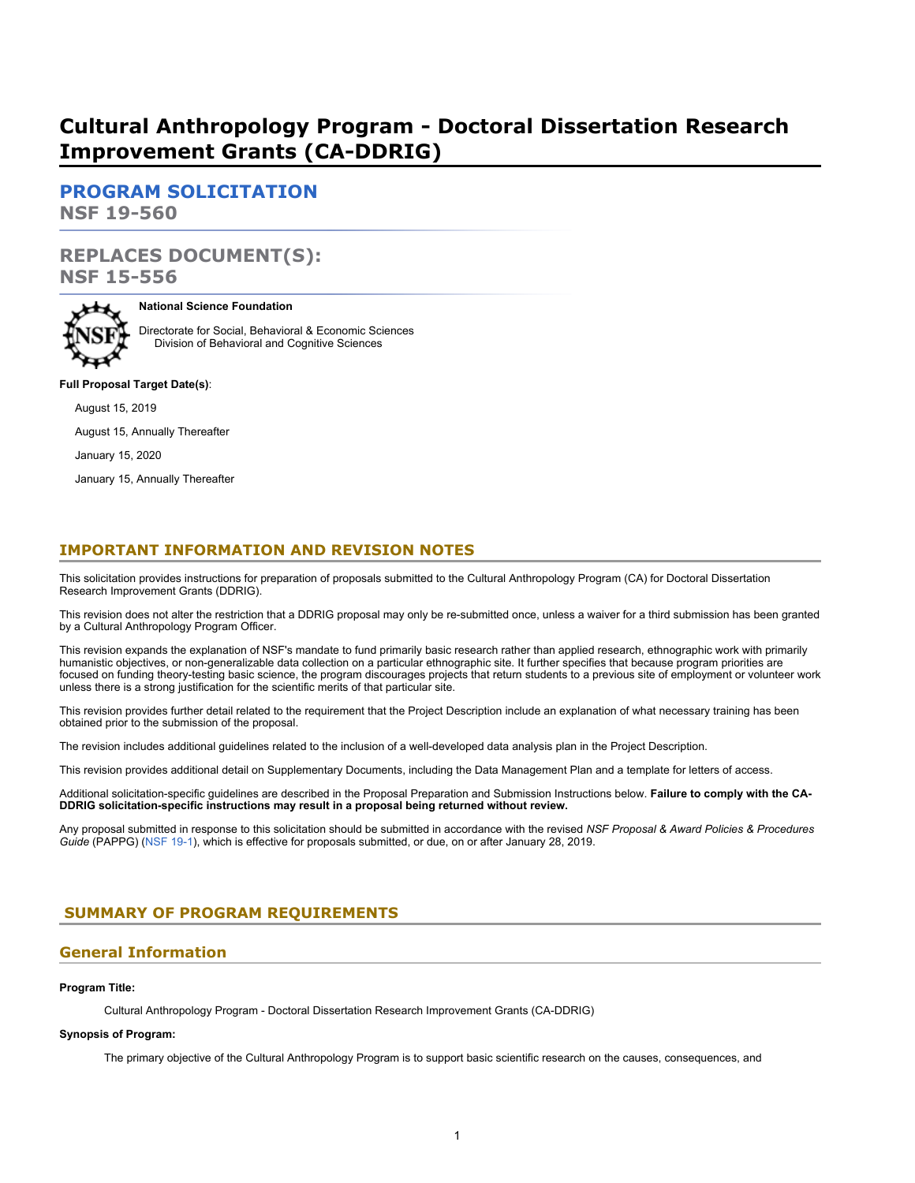# Cultural Anthropology Program - Doctoral Dissertation Research Improvement Grants (CA-DDRIG)

## PROGRAM SOLICITATION
**NSF 19-560**

## REPLACES DOCUMENT(S):
**NSF 15-556**

**National Science Foundation**

Directorate for Social, Behavioral & Economic Sciences
Division of Behavioral and Cognitive Sciences

**Full Proposal Target Date(s)**:

August 15, 2019

August 15, Annually Thereafter

January 15, 2020

January 15, Annually Thereafter

## IMPORTANT INFORMATION AND REVISION NOTES

This solicitation provides instructions for preparation of proposals submitted to the Cultural Anthropology Program (CA) for Doctoral Dissertation Research Improvement Grants (DDRIG).

This revision does not alter the restriction that a DDRIG proposal may only be re-submitted once, unless a waiver for a third submission has been granted by a Cultural Anthropology Program Officer.

This revision expands the explanation of NSF's mandate to fund primarily basic research rather than applied research, ethnographic work with primarily humanistic objectives, or non-generalizable data collection on a particular ethnographic site. It further specifies that because program priorities are focused on funding theory-testing basic science, the program discourages projects that return students to a previous site of employment or volunteer work unless there is a strong justification for the scientific merits of that particular site.

This revision provides further detail related to the requirement that the Project Description include an explanation of what necessary training has been obtained prior to the submission of the proposal.

The revision includes additional guidelines related to the inclusion of a well-developed data analysis plan in the Project Description.

This revision provides additional detail on Supplementary Documents, including the Data Management Plan and a template for letters of access.

Additional solicitation-specific guidelines are described in the Proposal Preparation and Submission Instructions below. **Failure to comply with the CA-DDRIG solicitation-specific instructions may result in a proposal being returned without review.**

Any proposal submitted in response to this solicitation should be submitted in accordance with the revised *NSF Proposal & Award Policies & Procedures Guide* (PAPPG) (NSF 19-1), which is effective for proposals submitted, or due, on or after January 28, 2019.

## SUMMARY OF PROGRAM REQUIREMENTS

### General Information

**Program Title:**

Cultural Anthropology Program - Doctoral Dissertation Research Improvement Grants (CA-DDRIG)

**Synopsis of Program:**

The primary objective of the Cultural Anthropology Program is to support basic scientific research on the causes, consequences, and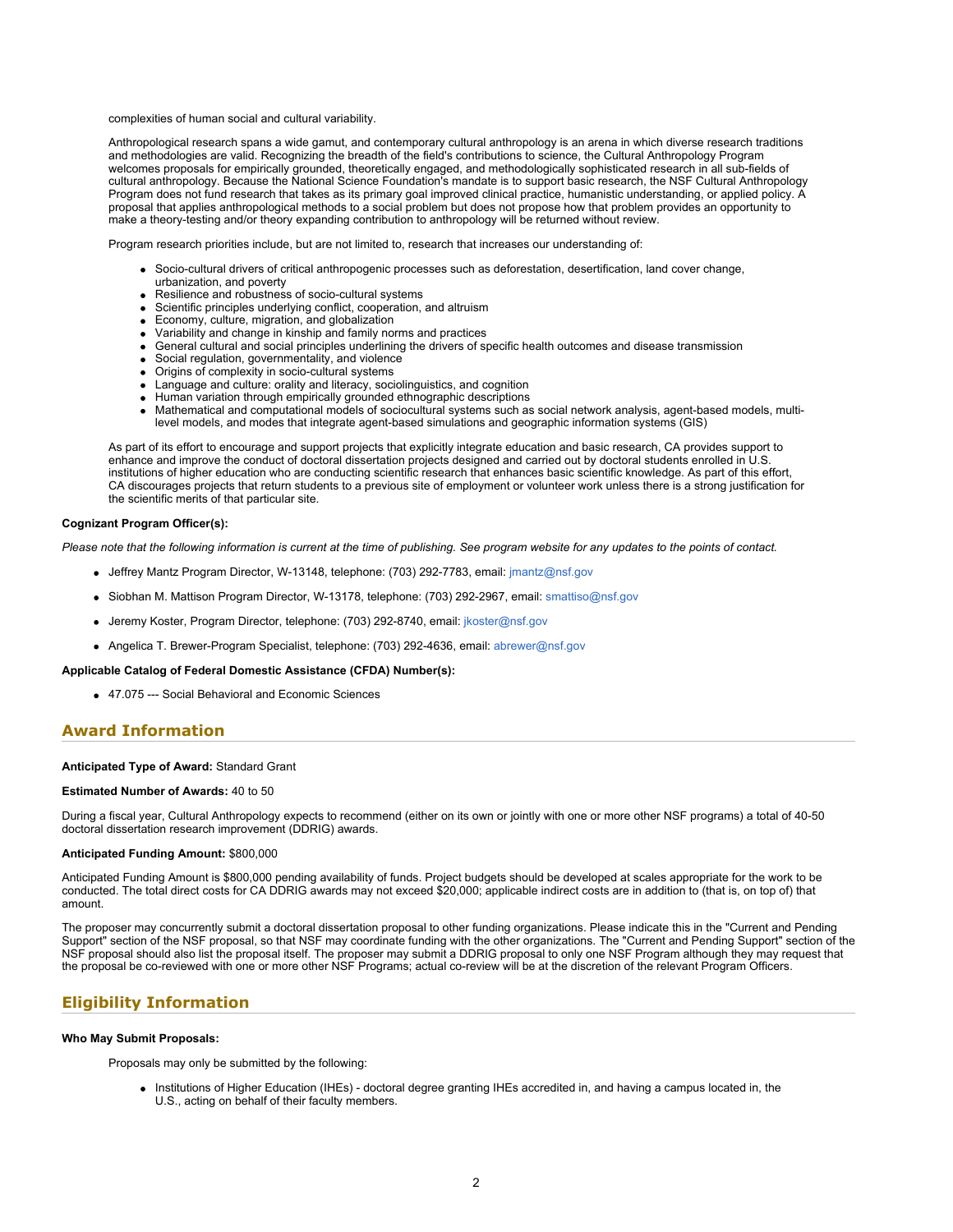complexities of human social and cultural variability.

Anthropological research spans a wide gamut, and contemporary cultural anthropology is an arena in which diverse research traditions and methodologies are valid. Recognizing the breadth of the field's contributions to science, the Cultural Anthropology Program welcomes proposals for empirically grounded, theoretically engaged, and methodologically sophisticated research in all sub-fields of cultural anthropology. Because the National Science Foundation's mandate is to support basic research, the NSF Cultural Anthropology Program does not fund research that takes as its primary goal improved clinical practice, humanistic understanding, or applied policy. A proposal that applies anthropological methods to a social problem but does not propose how that problem provides an opportunity to make a theory-testing and/or theory expanding contribution to anthropology will be returned without review.

Program research priorities include, but are not limited to, research that increases our understanding of:

- Socio-cultural drivers of critical anthropogenic processes such as deforestation, desertification, land cover change, urbanization, and poverty
- Resilience and robustness of socio-cultural systems
- Scientific principles underlying conflict, cooperation, and altruism
- Economy, culture, migration, and globalization
- Variability and change in kinship and family norms and practices
- General cultural and social principles underlining the drivers of specific health outcomes and disease transmission
- Social regulation, governmentality, and violence
- Origins of complexity in socio-cultural systems
- Language and culture: orality and literacy, sociolinguistics, and cognition
- Human variation through empirically grounded ethnographic descriptions
- Mathematical and computational models of sociocultural systems such as social network analysis, agent-based models, multi-level models, and modes that integrate agent-based simulations and geographic information systems (GIS)

As part of its effort to encourage and support projects that explicitly integrate education and basic research, CA provides support to enhance and improve the conduct of doctoral dissertation projects designed and carried out by doctoral students enrolled in U.S. institutions of higher education who are conducting scientific research that enhances basic scientific knowledge. As part of this effort, CA discourages projects that return students to a previous site of employment or volunteer work unless there is a strong justification for the scientific merits of that particular site.

**Cognizant Program Officer(s):**

*Please note that the following information is current at the time of publishing. See program website for any updates to the points of contact.*

- Jeffrey Mantz Program Director, W-13148, telephone: (703) 292-7783, email: jmantz@nsf.gov
- Siobhan M. Mattison Program Director, W-13178, telephone: (703) 292-2967, email: smattiso@nsf.gov
- Jeremy Koster, Program Director, telephone: (703) 292-8740, email: jkoster@nsf.gov
- Angelica T. Brewer-Program Specialist, telephone: (703) 292-4636, email: abrewer@nsf.gov

**Applicable Catalog of Federal Domestic Assistance (CFDA) Number(s):**

- 47.075 --- Social Behavioral and Economic Sciences

## Award Information

**Anticipated Type of Award:** Standard Grant

**Estimated Number of Awards:** 40 to 50

During a fiscal year, Cultural Anthropology expects to recommend (either on its own or jointly with one or more other NSF programs) a total of 40-50 doctoral dissertation research improvement (DDRIG) awards.

**Anticipated Funding Amount:** $800,000

Anticipated Funding Amount is $800,000 pending availability of funds. Project budgets should be developed at scales appropriate for the work to be conducted. The total direct costs for CA DDRIG awards may not exceed $20,000; applicable indirect costs are in addition to (that is, on top of) that amount.

The proposer may concurrently submit a doctoral dissertation proposal to other funding organizations. Please indicate this in the "Current and Pending Support" section of the NSF proposal, so that NSF may coordinate funding with the other organizations. The "Current and Pending Support" section of the NSF proposal should also list the proposal itself. The proposer may submit a DDRIG proposal to only one NSF Program although they may request that the proposal be co-reviewed with one or more other NSF Programs; actual co-review will be at the discretion of the relevant Program Officers.

## Eligibility Information

**Who May Submit Proposals:**

Proposals may only be submitted by the following:

- Institutions of Higher Education (IHEs) - doctoral degree granting IHEs accredited in, and having a campus located in, the U.S., acting on behalf of their faculty members.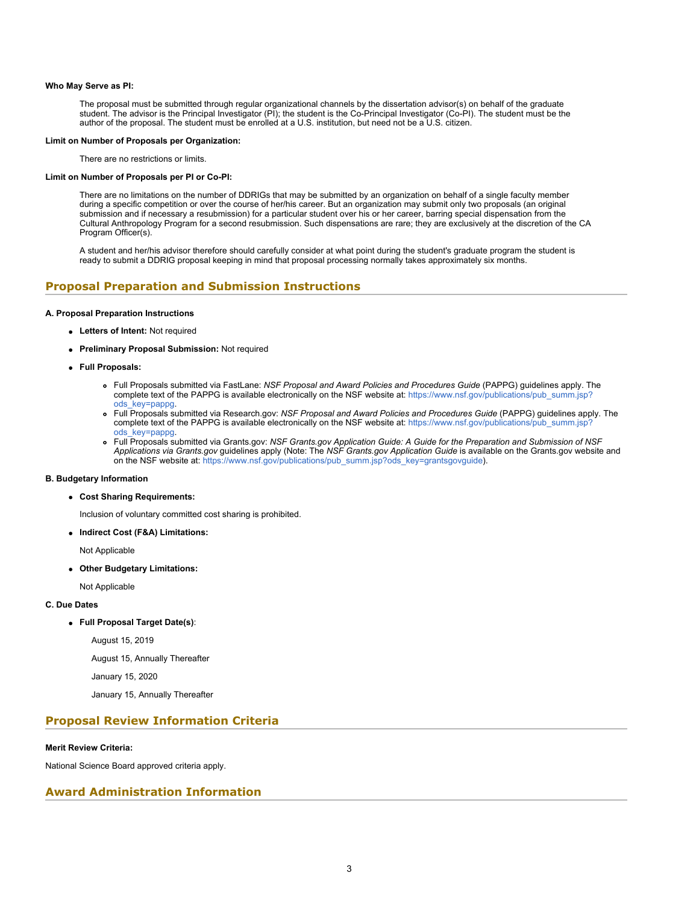**Who May Serve as PI:**

The proposal must be submitted through regular organizational channels by the dissertation advisor(s) on behalf of the graduate student. The advisor is the Principal Investigator (PI); the student is the Co-Principal Investigator (Co-PI). The student must be the author of the proposal. The student must be enrolled at a U.S. institution, but need not be a U.S. citizen.

**Limit on Number of Proposals per Organization:**

There are no restrictions or limits.

**Limit on Number of Proposals per PI or Co-PI:**

There are no limitations on the number of DDRIGs that may be submitted by an organization on behalf of a single faculty member during a specific competition or over the course of her/his career. But an organization may submit only two proposals (an original submission and if necessary a resubmission) for a particular student over his or her career, barring special dispensation from the Cultural Anthropology Program for a second resubmission. Such dispensations are rare; they are exclusively at the discretion of the CA Program Officer(s).

A student and her/his advisor therefore should carefully consider at what point during the student's graduate program the student is ready to submit a DDRIG proposal keeping in mind that proposal processing normally takes approximately six months.

## Proposal Preparation and Submission Instructions

**A. Proposal Preparation Instructions**

- **Letters of Intent:** Not required
- **Preliminary Proposal Submission:** Not required
- **Full Proposals:**
  - Full Proposals submitted via FastLane: *NSF Proposal and Award Policies and Procedures Guide* (PAPPG) guidelines apply. The complete text of the PAPPG is available electronically on the NSF website at: https://www.nsf.gov/publications/pub_summ.jsp?ods_key=pappg.
  - Full Proposals submitted via Research.gov: *NSF Proposal and Award Policies and Procedures Guide* (PAPPG) guidelines apply. The complete text of the PAPPG is available electronically on the NSF website at: https://www.nsf.gov/publications/pub_summ.jsp?ods_key=pappg.
  - Full Proposals submitted via Grants.gov: *NSF Grants.gov Application Guide: A Guide for the Preparation and Submission of NSF Applications via Grants.gov* guidelines apply (Note: The *NSF Grants.gov Application Guide* is available on the Grants.gov website and on the NSF website at: https://www.nsf.gov/publications/pub_summ.jsp?ods_key=grantsgovguide).

**B. Budgetary Information**

- **Cost Sharing Requirements:**

  Inclusion of voluntary committed cost sharing is prohibited.

- **Indirect Cost (F&A) Limitations:**

  Not Applicable

- **Other Budgetary Limitations:**

  Not Applicable

**C. Due Dates**

- **Full Proposal Target Date(s)**:

  August 15, 2019

  August 15, Annually Thereafter

  January 15, 2020

  January 15, Annually Thereafter

## Proposal Review Information Criteria

**Merit Review Criteria:**

National Science Board approved criteria apply.

## Award Administration Information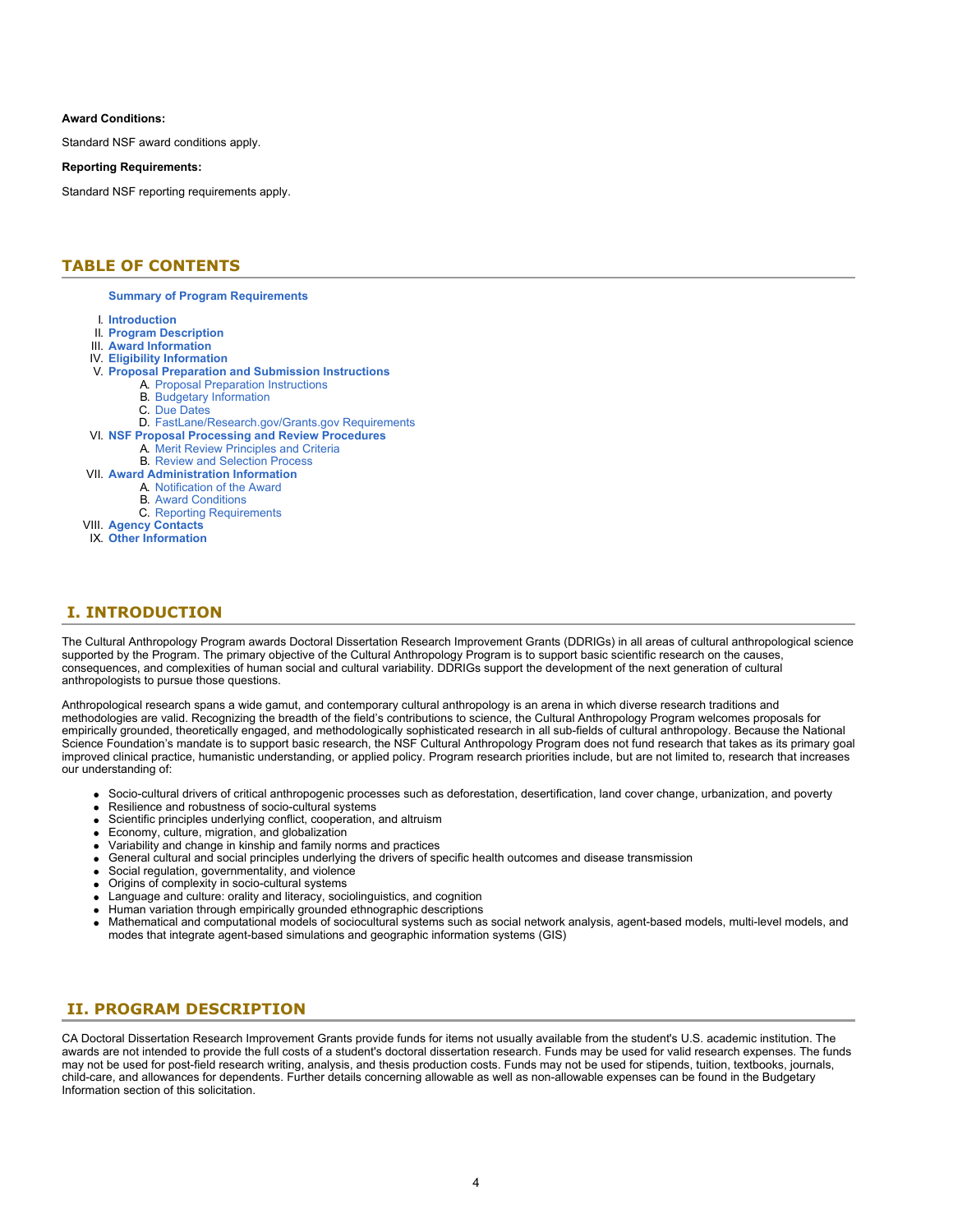**Award Conditions:**

Standard NSF award conditions apply.

**Reporting Requirements:**

Standard NSF reporting requirements apply.

## TABLE OF CONTENTS

**Summary of Program Requirements**

I. **Introduction**
II. **Program Description**
III. **Award Information**
IV. **Eligibility Information**
V. **Proposal Preparation and Submission Instructions**
  A. Proposal Preparation Instructions
  B. Budgetary Information
  C. Due Dates
  D. FastLane/Research.gov/Grants.gov Requirements
VI. **NSF Proposal Processing and Review Procedures**
  A. Merit Review Principles and Criteria
  B. Review and Selection Process
VII. **Award Administration Information**
  A. Notification of the Award
  B. Award Conditions
  C. Reporting Requirements
VIII. **Agency Contacts**
IX. **Other Information**

## I. INTRODUCTION

The Cultural Anthropology Program awards Doctoral Dissertation Research Improvement Grants (DDRIGs) in all areas of cultural anthropological science supported by the Program. The primary objective of the Cultural Anthropology Program is to support basic scientific research on the causes, consequences, and complexities of human social and cultural variability. DDRIGs support the development of the next generation of cultural anthropologists to pursue those questions.

Anthropological research spans a wide gamut, and contemporary cultural anthropology is an arena in which diverse research traditions and methodologies are valid. Recognizing the breadth of the field's contributions to science, the Cultural Anthropology Program welcomes proposals for empirically grounded, theoretically engaged, and methodologically sophisticated research in all sub-fields of cultural anthropology. Because the National Science Foundation's mandate is to support basic research, the NSF Cultural Anthropology Program does not fund research that takes as its primary goal improved clinical practice, humanistic understanding, or applied policy. Program research priorities include, but are not limited to, research that increases our understanding of:

- Socio-cultural drivers of critical anthropogenic processes such as deforestation, desertification, land cover change, urbanization, and poverty
- Resilience and robustness of socio-cultural systems
- Scientific principles underlying conflict, cooperation, and altruism
- Economy, culture, migration, and globalization
- Variability and change in kinship and family norms and practices
- General cultural and social principles underlying the drivers of specific health outcomes and disease transmission
- Social regulation, governmentality, and violence
- Origins of complexity in socio-cultural systems
- Language and culture: orality and literacy, sociolinguistics, and cognition
- Human variation through empirically grounded ethnographic descriptions
- Mathematical and computational models of sociocultural systems such as social network analysis, agent-based models, multi-level models, and modes that integrate agent-based simulations and geographic information systems (GIS)

## II. PROGRAM DESCRIPTION

CA Doctoral Dissertation Research Improvement Grants provide funds for items not usually available from the student's U.S. academic institution. The awards are not intended to provide the full costs of a student's doctoral dissertation research. Funds may be used for valid research expenses. The funds may not be used for post-field research writing, analysis, and thesis production costs. Funds may not be used for stipends, tuition, textbooks, journals, child-care, and allowances for dependents. Further details concerning allowable as well as non-allowable expenses can be found in the Budgetary Information section of this solicitation.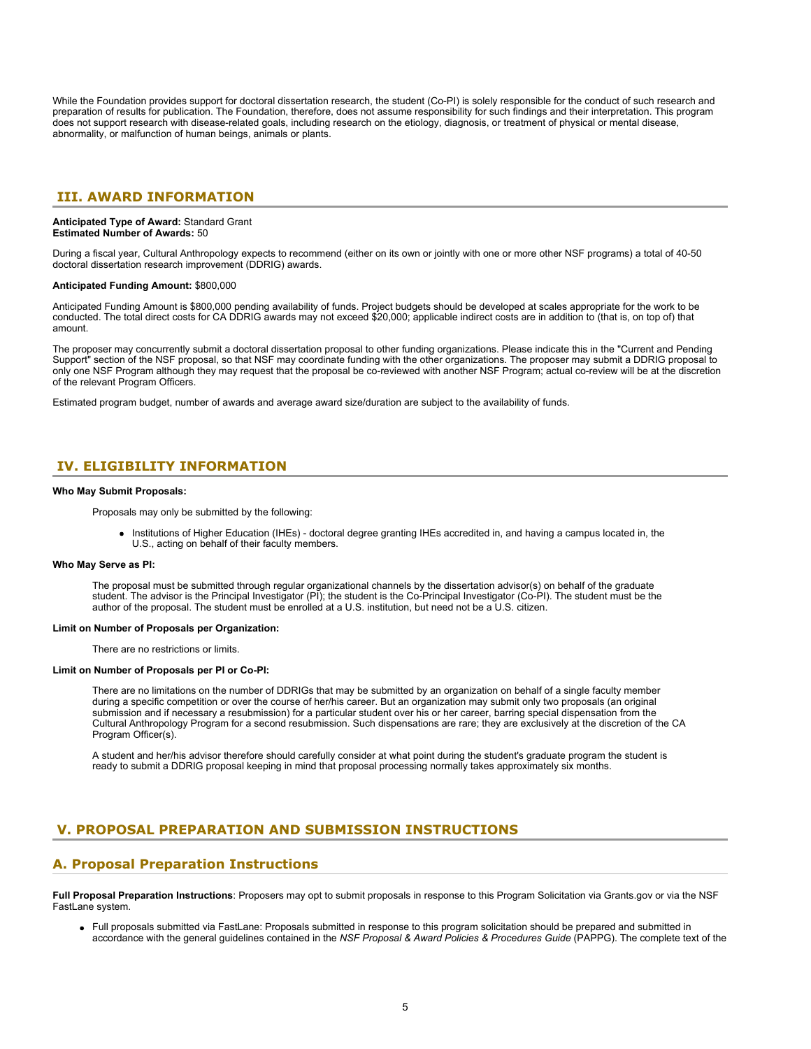While the Foundation provides support for doctoral dissertation research, the student (Co-PI) is solely responsible for the conduct of such research and preparation of results for publication. The Foundation, therefore, does not assume responsibility for such findings and their interpretation. This program does not support research with disease-related goals, including research on the etiology, diagnosis, or treatment of physical or mental disease, abnormality, or malfunction of human beings, animals or plants.

## III. AWARD INFORMATION

**Anticipated Type of Award:** Standard Grant
**Estimated Number of Awards:** 50

During a fiscal year, Cultural Anthropology expects to recommend (either on its own or jointly with one or more other NSF programs) a total of 40-50 doctoral dissertation research improvement (DDRIG) awards.

**Anticipated Funding Amount:** $800,000

Anticipated Funding Amount is $800,000 pending availability of funds. Project budgets should be developed at scales appropriate for the work to be conducted. The total direct costs for CA DDRIG awards may not exceed $20,000; applicable indirect costs are in addition to (that is, on top of) that amount.

The proposer may concurrently submit a doctoral dissertation proposal to other funding organizations. Please indicate this in the "Current and Pending Support" section of the NSF proposal, so that NSF may coordinate funding with the other organizations. The proposer may submit a DDRIG proposal to only one NSF Program although they may request that the proposal be co-reviewed with another NSF Program; actual co-review will be at the discretion of the relevant Program Officers.

Estimated program budget, number of awards and average award size/duration are subject to the availability of funds.

## IV. ELIGIBILITY INFORMATION

**Who May Submit Proposals:**

Proposals may only be submitted by the following:

- Institutions of Higher Education (IHEs) - doctoral degree granting IHEs accredited in, and having a campus located in, the U.S., acting on behalf of their faculty members.

**Who May Serve as PI:**

The proposal must be submitted through regular organizational channels by the dissertation advisor(s) on behalf of the graduate student. The advisor is the Principal Investigator (PI); the student is the Co-Principal Investigator (Co-PI). The student must be the author of the proposal. The student must be enrolled at a U.S. institution, but need not be a U.S. citizen.

**Limit on Number of Proposals per Organization:**

There are no restrictions or limits.

**Limit on Number of Proposals per PI or Co-PI:**

There are no limitations on the number of DDRIGs that may be submitted by an organization on behalf of a single faculty member during a specific competition or over the course of her/his career. But an organization may submit only two proposals (an original submission and if necessary a resubmission) for a particular student over his or her career, barring special dispensation from the Cultural Anthropology Program for a second resubmission. Such dispensations are rare; they are exclusively at the discretion of the CA Program Officer(s).

A student and her/his advisor therefore should carefully consider at what point during the student's graduate program the student is ready to submit a DDRIG proposal keeping in mind that proposal processing normally takes approximately six months.

## V. PROPOSAL PREPARATION AND SUBMISSION INSTRUCTIONS

### A. Proposal Preparation Instructions

**Full Proposal Preparation Instructions**: Proposers may opt to submit proposals in response to this Program Solicitation via Grants.gov or via the NSF FastLane system.

- Full proposals submitted via FastLane: Proposals submitted in response to this program solicitation should be prepared and submitted in accordance with the general guidelines contained in the *NSF Proposal & Award Policies & Procedures Guide* (PAPPG). The complete text of the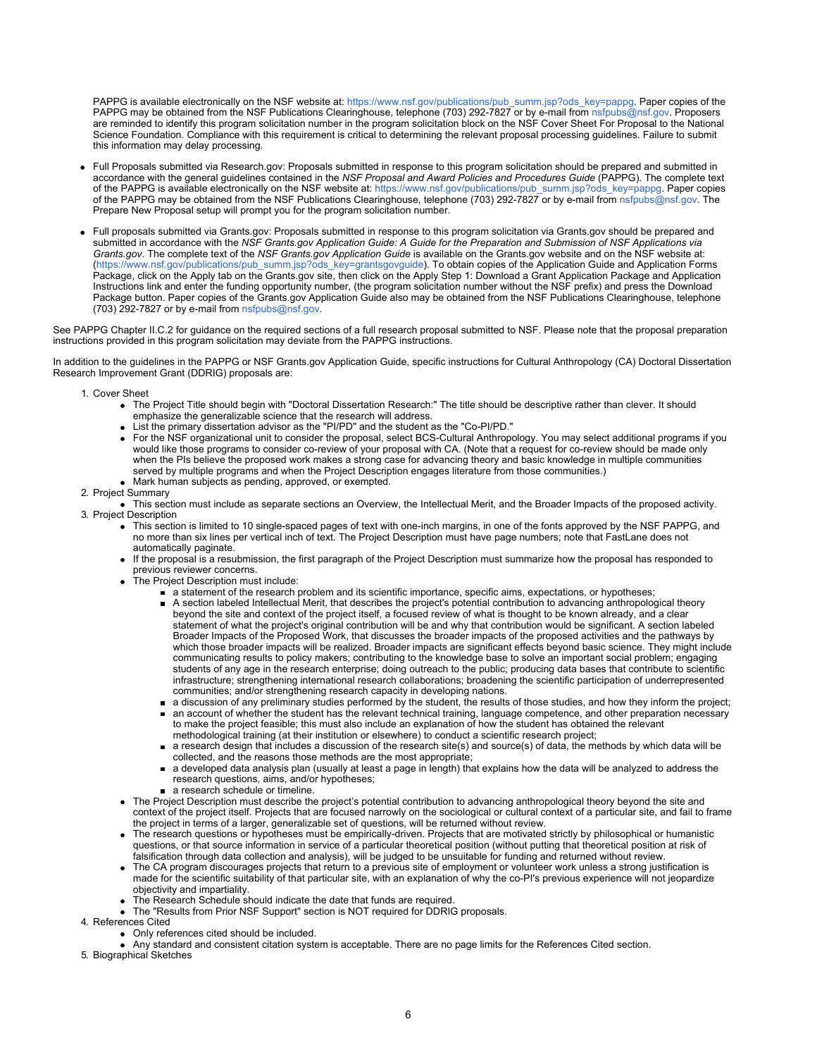PAPPG is available electronically on the NSF website at: https://www.nsf.gov/publications/pub_summ.jsp?ods_key=pappg. Paper copies of the PAPPG may be obtained from the NSF Publications Clearinghouse, telephone (703) 292-7827 or by e-mail from nsfpubs@nsf.gov. Proposers are reminded to identify this program solicitation number in the program solicitation block on the NSF Cover Sheet For Proposal to the National Science Foundation. Compliance with this requirement is critical to determining the relevant proposal processing guidelines. Failure to submit this information may delay processing.

- Full Proposals submitted via Research.gov: Proposals submitted in response to this program solicitation should be prepared and submitted in accordance with the general guidelines contained in the *NSF Proposal and Award Policies and Procedures Guide* (PAPPG). The complete text of the PAPPG is available electronically on the NSF website at: https://www.nsf.gov/publications/pub_summ.jsp?ods_key=pappg. Paper copies of the PAPPG may be obtained from the NSF Publications Clearinghouse, telephone (703) 292-7827 or by e-mail from nsfpubs@nsf.gov. The Prepare New Proposal setup will prompt you for the program solicitation number.
- Full proposals submitted via Grants.gov: Proposals submitted in response to this program solicitation via Grants.gov should be prepared and submitted in accordance with the *NSF Grants.gov Application Guide: A Guide for the Preparation and Submission of NSF Applications via Grants.gov*. The complete text of the *NSF Grants.gov Application Guide* is available on the Grants.gov website and on the NSF website at: (https://www.nsf.gov/publications/pub_summ.jsp?ods_key=grantsgovguide). To obtain copies of the Application Guide and Application Forms Package, click on the Apply tab on the Grants.gov site, then click on the Apply Step 1: Download a Grant Application Package and Application Instructions link and enter the funding opportunity number, (the program solicitation number without the NSF prefix) and press the Download Package button. Paper copies of the Grants.gov Application Guide also may be obtained from the NSF Publications Clearinghouse, telephone (703) 292-7827 or by e-mail from nsfpubs@nsf.gov.

See PAPPG Chapter II.C.2 for guidance on the required sections of a full research proposal submitted to NSF. Please note that the proposal preparation instructions provided in this program solicitation may deviate from the PAPPG instructions.

In addition to the guidelines in the PAPPG or NSF Grants.gov Application Guide, specific instructions for Cultural Anthropology (CA) Doctoral Dissertation Research Improvement Grant (DDRIG) proposals are:

1. Cover Sheet
   - The Project Title should begin with "Doctoral Dissertation Research:" The title should be descriptive rather than clever. It should emphasize the generalizable science that the research will address.
   - List the primary dissertation advisor as the "PI/PD" and the student as the "Co-PI/PD."
   - For the NSF organizational unit to consider the proposal, select BCS-Cultural Anthropology. You may select additional programs if you would like those programs to consider co-review of your proposal with CA. (Note that a request for co-review should be made only when the PIs believe the proposed work makes a strong case for advancing theory and basic knowledge in multiple communities served by multiple programs and when the Project Description engages literature from those communities.)
   - Mark human subjects as pending, approved, or exempted.
2. Project Summary
   - This section must include as separate sections an Overview, the Intellectual Merit, and the Broader Impacts of the proposed activity.
3. Project Description
   - This section is limited to 10 single-spaced pages of text with one-inch margins, in one of the fonts approved by the NSF PAPPG, and no more than six lines per vertical inch of text. The Project Description must have page numbers; note that FastLane does not automatically paginate.
   - If the proposal is a resubmission, the first paragraph of the Project Description must summarize how the proposal has responded to previous reviewer concerns.
   - The Project Description must include:
     - a statement of the research problem and its scientific importance, specific aims, expectations, or hypotheses;
     - A section labeled Intellectual Merit, that describes the project's potential contribution to advancing anthropological theory beyond the site and context of the project itself, a focused review of what is thought to be known already, and a clear statement of what the project's original contribution will be and why that contribution would be significant. A section labeled Broader Impacts of the Proposed Work, that discusses the broader impacts of the proposed activities and the pathways by which those broader impacts will be realized. Broader impacts are significant effects beyond basic science. They might include communicating results to policy makers; contributing to the knowledge base to solve an important social problem; engaging students of any age in the research enterprise; doing outreach to the public; producing data bases that contribute to scientific infrastructure; strengthening international research collaborations; broadening the scientific participation of underrepresented communities; and/or strengthening research capacity in developing nations.
     - a discussion of any preliminary studies performed by the student, the results of those studies, and how they inform the project;
     - an account of whether the student has the relevant technical training, language competence, and other preparation necessary to make the project feasible; this must also include an explanation of how the student has obtained the relevant methodological training (at their institution or elsewhere) to conduct a scientific research project;
     - a research design that includes a discussion of the research site(s) and source(s) of data, the methods by which data will be collected, and the reasons those methods are the most appropriate;
     - a developed data analysis plan (usually at least a page in length) that explains how the data will be analyzed to address the research questions, aims, and/or hypotheses;
     - a research schedule or timeline.
   - The Project Description must describe the project's potential contribution to advancing anthropological theory beyond the site and context of the project itself. Projects that are focused narrowly on the sociological or cultural context of a particular site, and fail to frame the project in terms of a larger, generalizable set of questions, will be returned without review.
   - The research questions or hypotheses must be empirically-driven. Projects that are motivated strictly by philosophical or humanistic questions, or that source information in service of a particular theoretical position (without putting that theoretical position at risk of falsification through data collection and analysis), will be judged to be unsuitable for funding and returned without review.
   - The CA program discourages projects that return to a previous site of employment or volunteer work unless a strong justification is made for the scientific suitability of that particular site, with an explanation of why the co-PI's previous experience will not jeopardize objectivity and impartiality.
   - The Research Schedule should indicate the date that funds are required.
   - The "Results from Prior NSF Support" section is NOT required for DDRIG proposals.
4. References Cited
   - Only references cited should be included.
   - Any standard and consistent citation system is acceptable. There are no page limits for the References Cited section.
5. Biographical Sketches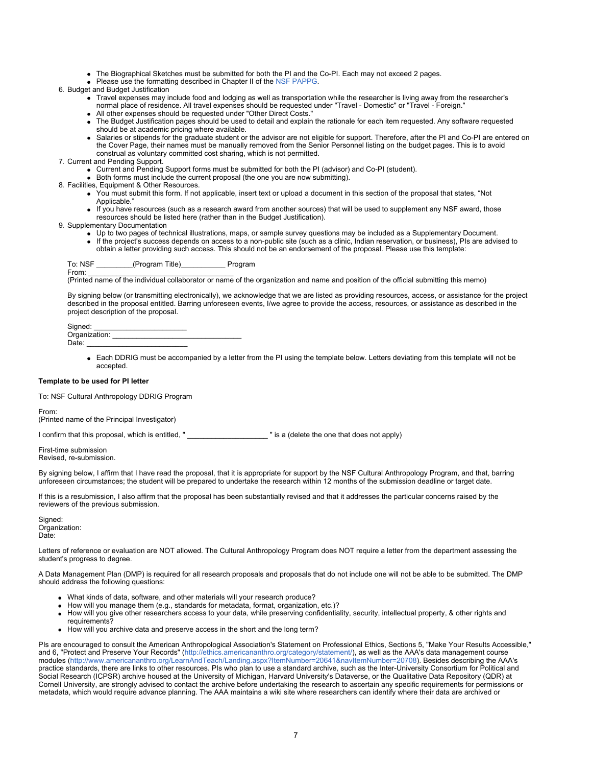- The Biographical Sketches must be submitted for both the PI and the Co-PI. Each may not exceed 2 pages.
- Please use the formatting described in Chapter II of the NSF PAPPG.

6. Budget and Budget Justification
   - Travel expenses may include food and lodging as well as transportation while the researcher is living away from the researcher's normal place of residence. All travel expenses should be requested under "Travel - Domestic" or "Travel - Foreign."
   - All other expenses should be requested under "Other Direct Costs."
   - The Budget Justification pages should be used to detail and explain the rationale for each item requested. Any software requested should be at academic pricing where available.
   - Salaries or stipends for the graduate student or the advisor are not eligible for support. Therefore, after the PI and Co-PI are entered on the Cover Page, their names must be manually removed from the Senior Personnel listing on the budget pages. This is to avoid construal as voluntary committed cost sharing, which is not permitted.
7. Current and Pending Support.
   - Current and Pending Support forms must be submitted for both the PI (advisor) and Co-PI (student).
   - Both forms must include the current proposal (the one you are now submitting).
8. Facilities, Equipment & Other Resources.
   - You must submit this form. If not applicable, insert text or upload a document in this section of the proposal that states, "Not Applicable."
   - If you have resources (such as a research award from another sources) that will be used to supplement any NSF award, those resources should be listed here (rather than in the Budget Justification).
9. Supplementary Documentation
   - Up to two pages of technical illustrations, maps, or sample survey questions may be included as a Supplementary Document.
   - If the project's success depends on access to a non-public site (such as a clinic, Indian reservation, or business), PIs are advised to obtain a letter providing such access. This should not be an endorsement of the proposal. Please use this template:

   To: NSF _________(Program Title)___________ Program
   From: ____________________________________
   (Printed name of the individual collaborator or name of the organization and name and position of the official submitting this memo)

   By signing below (or transmitting electronically), we acknowledge that we are listed as providing resources, access, or assistance for the project described in the proposal entitled. Barring unforeseen events, I/we agree to provide the access, resources, or assistance as described in the project description of the proposal.

   Signed: ______________________
   Organization: _______________________________
   Date: _________________________

   - Each DDRIG must be accompanied by a letter from the PI using the template below. Letters deviating from this template will not be accepted.

**Template to be used for PI letter**

To: NSF Cultural Anthropology DDRIG Program

From:
(Printed name of the Principal Investigator)

I confirm that this proposal, which is entitled, " ___________________ " is a (delete the one that does not apply)

First-time submission
Revised, re-submission.

By signing below, I affirm that I have read the proposal, that it is appropriate for support by the NSF Cultural Anthropology Program, and that, barring unforeseen circumstances; the student will be prepared to undertake the research within 12 months of the submission deadline or target date.

If this is a resubmission, I also affirm that the proposal has been substantially revised and that it addresses the particular concerns raised by the reviewers of the previous submission.

Signed:
Organization:
Date:

Letters of reference or evaluation are NOT allowed. The Cultural Anthropology Program does NOT require a letter from the department assessing the student's progress to degree.

A Data Management Plan (DMP) is required for all research proposals and proposals that do not include one will not be able to be submitted. The DMP should address the following questions:

- What kinds of data, software, and other materials will your research produce?
- How will you manage them (e.g., standards for metadata, format, organization, etc.)?
- How will you give other researchers access to your data, while preserving confidentiality, security, intellectual property, & other rights and requirements?
- How will you archive data and preserve access in the short and the long term?

PIs are encouraged to consult the American Anthropological Association's Statement on Professional Ethics, Sections 5, "Make Your Results Accessible," and 6, "Protect and Preserve Your Records" (http://ethics.americananthro.org/category/statement/), as well as the AAA's data management course modules (http://www.americananthro.org/LearnAndTeach/Landing.aspx?ItemNumber=20641&navItemNumber=20708). Besides describing the AAA's practice standards, there are links to other resources. PIs who plan to use a standard archive, such as the Inter-University Consortium for Political and Social Research (ICPSR) archive housed at the University of Michigan, Harvard University's Dataverse, or the Qualitative Data Repository (QDR) at Cornell University, are strongly advised to contact the archive before undertaking the research to ascertain any specific requirements for permissions or metadata, which would require advance planning. The AAA maintains a wiki site where researchers can identify where their data are archived or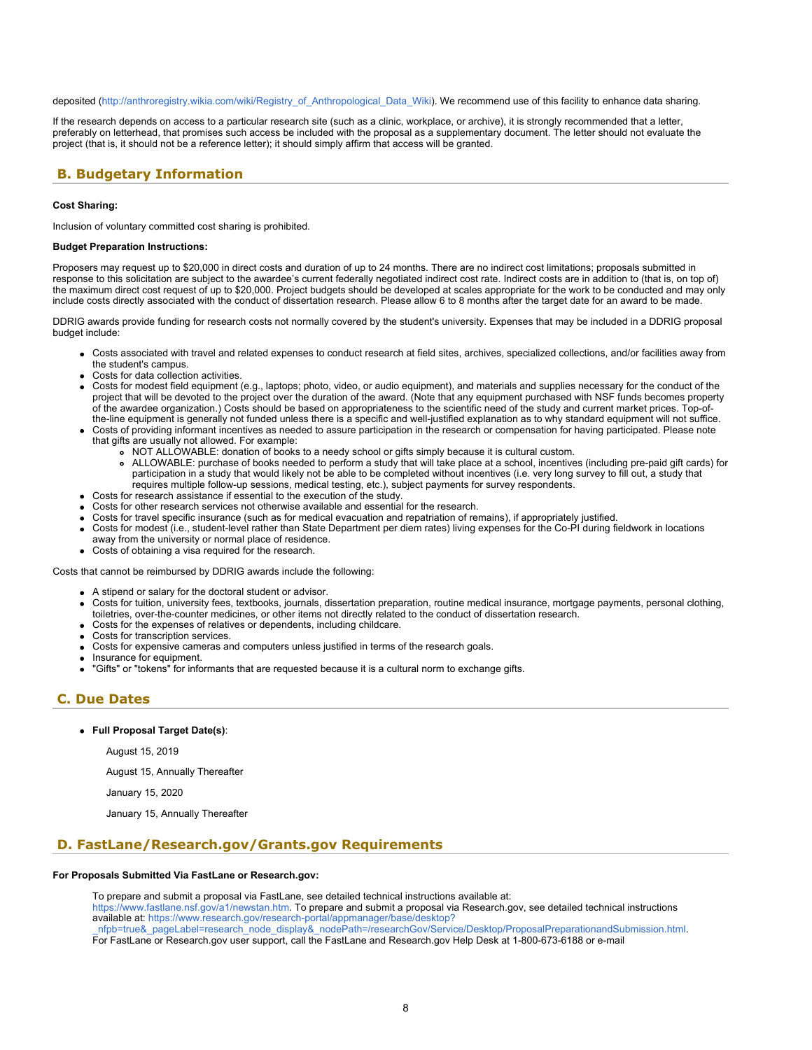deposited (http://anthroregistry.wikia.com/wiki/Registry_of_Anthropological_Data_Wiki). We recommend use of this facility to enhance data sharing.

If the research depends on access to a particular research site (such as a clinic, workplace, or archive), it is strongly recommended that a letter, preferably on letterhead, that promises such access be included with the proposal as a supplementary document. The letter should not evaluate the project (that is, it should not be a reference letter); it should simply affirm that access will be granted.

## B. Budgetary Information

**Cost Sharing:**

Inclusion of voluntary committed cost sharing is prohibited.

**Budget Preparation Instructions:**

Proposers may request up to $20,000 in direct costs and duration of up to 24 months. There are no indirect cost limitations; proposals submitted in response to this solicitation are subject to the awardee's current federally negotiated indirect cost rate. Indirect costs are in addition to (that is, on top of) the maximum direct cost request of up to $20,000. Project budgets should be developed at scales appropriate for the work to be conducted and may only include costs directly associated with the conduct of dissertation research. Please allow 6 to 8 months after the target date for an award to be made.

DDRIG awards provide funding for research costs not normally covered by the student's university. Expenses that may be included in a DDRIG proposal budget include:

- Costs associated with travel and related expenses to conduct research at field sites, archives, specialized collections, and/or facilities away from the student's campus.
- Costs for data collection activities.
- Costs for modest field equipment (e.g., laptops; photo, video, or audio equipment), and materials and supplies necessary for the conduct of the project that will be devoted to the project over the duration of the award. (Note that any equipment purchased with NSF funds becomes property of the awardee organization.) Costs should be based on appropriateness to the scientific need of the study and current market prices. Top-of-the-line equipment is generally not funded unless there is a specific and well-justified explanation as to why standard equipment will not suffice.
- Costs of providing informant incentives as needed to assure participation in the research or compensation for having participated. Please note that gifts are usually not allowed. For example:
  - NOT ALLOWABLE: donation of books to a needy school or gifts simply because it is cultural custom.
  - ALLOWABLE: purchase of books needed to perform a study that will take place at a school, incentives (including pre-paid gift cards) for participation in a study that would likely not be able to be completed without incentives (i.e. very long survey to fill out, a study that requires multiple follow-up sessions, medical testing, etc.), subject payments for survey respondents.
- Costs for research assistance if essential to the execution of the study.
- Costs for other research services not otherwise available and essential for the research.
- Costs for travel specific insurance (such as for medical evacuation and repatriation of remains), if appropriately justified.
- Costs for modest (i.e., student-level rather than State Department per diem rates) living expenses for the Co-PI during fieldwork in locations away from the university or normal place of residence.
- Costs of obtaining a visa required for the research.

Costs that cannot be reimbursed by DDRIG awards include the following:

- A stipend or salary for the doctoral student or advisor.
- Costs for tuition, university fees, textbooks, journals, dissertation preparation, routine medical insurance, mortgage payments, personal clothing, toiletries, over-the-counter medicines, or other items not directly related to the conduct of dissertation research.
- Costs for the expenses of relatives or dependents, including childcare.
- Costs for transcription services.
- Costs for expensive cameras and computers unless justified in terms of the research goals.
- Insurance for equipment.
- "Gifts" or "tokens" for informants that are requested because it is a cultural norm to exchange gifts.

## C. Due Dates

- **Full Proposal Target Date(s)**:

  August 15, 2019

  August 15, Annually Thereafter

  January 15, 2020

  January 15, Annually Thereafter

## D. FastLane/Research.gov/Grants.gov Requirements

**For Proposals Submitted Via FastLane or Research.gov:**

To prepare and submit a proposal via FastLane, see detailed technical instructions available at: https://www.fastlane.nsf.gov/a1/newstan.htm. To prepare and submit a proposal via Research.gov, see detailed technical instructions available at: https://www.research.gov/research-portal/appmanager/base/desktop?_nfpb=true&_pageLabel=research_node_display&_nodePath=/researchGov/Service/Desktop/ProposalPreparationandSubmission.html. For FastLane or Research.gov user support, call the FastLane and Research.gov Help Desk at 1-800-673-6188 or e-mail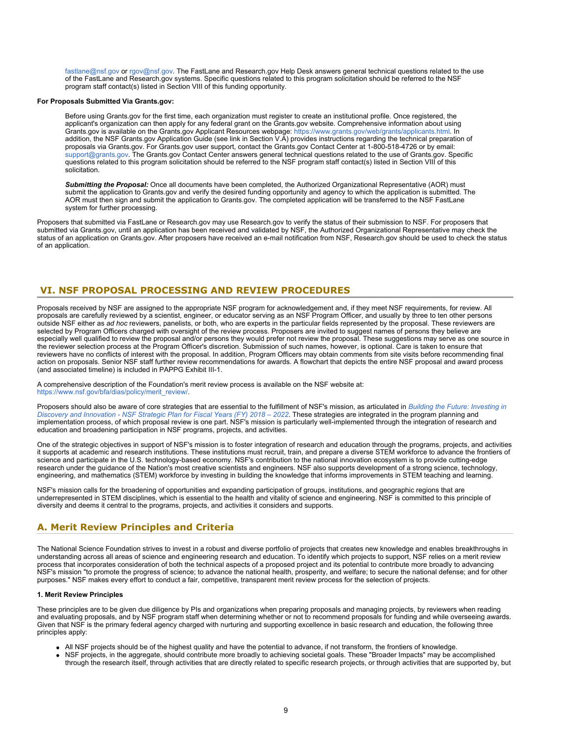fastlane@nsf.gov or rgov@nsf.gov. The FastLane and Research.gov Help Desk answers general technical questions related to the use of the FastLane and Research.gov systems. Specific questions related to this program solicitation should be referred to the NSF program staff contact(s) listed in Section VIII of this funding opportunity.

**For Proposals Submitted Via Grants.gov:**

Before using Grants.gov for the first time, each organization must register to create an institutional profile. Once registered, the applicant's organization can then apply for any federal grant on the Grants.gov website. Comprehensive information about using Grants.gov is available on the Grants.gov Applicant Resources webpage: https://www.grants.gov/web/grants/applicants.html. In addition, the NSF Grants.gov Application Guide (see link in Section V.A) provides instructions regarding the technical preparation of proposals via Grants.gov. For Grants.gov user support, contact the Grants.gov Contact Center at 1-800-518-4726 or by email: support@grants.gov. The Grants.gov Contact Center answers general technical questions related to the use of Grants.gov. Specific questions related to this program solicitation should be referred to the NSF program staff contact(s) listed in Section VIII of this solicitation.

***Submitting the Proposal:*** Once all documents have been completed, the Authorized Organizational Representative (AOR) must submit the application to Grants.gov and verify the desired funding opportunity and agency to which the application is submitted. The AOR must then sign and submit the application to Grants.gov. The completed application will be transferred to the NSF FastLane system for further processing.

Proposers that submitted via FastLane or Research.gov may use Research.gov to verify the status of their submission to NSF. For proposers that submitted via Grants.gov, until an application has been received and validated by NSF, the Authorized Organizational Representative may check the status of an application on Grants.gov. After proposers have received an e-mail notification from NSF, Research.gov should be used to check the status of an application.

## VI. NSF PROPOSAL PROCESSING AND REVIEW PROCEDURES

Proposals received by NSF are assigned to the appropriate NSF program for acknowledgement and, if they meet NSF requirements, for review. All proposals are carefully reviewed by a scientist, engineer, or educator serving as an NSF Program Officer, and usually by three to ten other persons outside NSF either as *ad hoc* reviewers, panelists, or both, who are experts in the particular fields represented by the proposal. These reviewers are selected by Program Officers charged with oversight of the review process. Proposers are invited to suggest names of persons they believe are especially well qualified to review the proposal and/or persons they would prefer not review the proposal. These suggestions may serve as one source in the reviewer selection process at the Program Officer's discretion. Submission of such names, however, is optional. Care is taken to ensure that reviewers have no conflicts of interest with the proposal. In addition, Program Officers may obtain comments from site visits before recommending final action on proposals. Senior NSF staff further review recommendations for awards. A flowchart that depicts the entire NSF proposal and award process (and associated timeline) is included in PAPPG Exhibit III-1.

A comprehensive description of the Foundation's merit review process is available on the NSF website at: https://www.nsf.gov/bfa/dias/policy/merit_review/.

Proposers should also be aware of core strategies that are essential to the fulfillment of NSF's mission, as articulated in *Building the Future: Investing in Discovery and Innovation - NSF Strategic Plan for Fiscal Years (FY) 2018 – 2022*. These strategies are integrated in the program planning and implementation process, of which proposal review is one part. NSF's mission is particularly well-implemented through the integration of research and education and broadening participation in NSF programs, projects, and activities.

One of the strategic objectives in support of NSF's mission is to foster integration of research and education through the programs, projects, and activities it supports at academic and research institutions. These institutions must recruit, train, and prepare a diverse STEM workforce to advance the frontiers of science and participate in the U.S. technology-based economy. NSF's contribution to the national innovation ecosystem is to provide cutting-edge research under the guidance of the Nation's most creative scientists and engineers. NSF also supports development of a strong science, technology, engineering, and mathematics (STEM) workforce by investing in building the knowledge that informs improvements in STEM teaching and learning.

NSF's mission calls for the broadening of opportunities and expanding participation of groups, institutions, and geographic regions that are underrepresented in STEM disciplines, which is essential to the health and vitality of science and engineering. NSF is committed to this principle of diversity and deems it central to the programs, projects, and activities it considers and supports.

### A. Merit Review Principles and Criteria

The National Science Foundation strives to invest in a robust and diverse portfolio of projects that creates new knowledge and enables breakthroughs in understanding across all areas of science and engineering research and education. To identify which projects to support, NSF relies on a merit review process that incorporates consideration of both the technical aspects of a proposed project and its potential to contribute more broadly to advancing NSF's mission "to promote the progress of science; to advance the national health, prosperity, and welfare; to secure the national defense; and for other purposes." NSF makes every effort to conduct a fair, competitive, transparent merit review process for the selection of projects.

**1. Merit Review Principles**

These principles are to be given due diligence by PIs and organizations when preparing proposals and managing projects, by reviewers when reading and evaluating proposals, and by NSF program staff when determining whether or not to recommend proposals for funding and while overseeing awards. Given that NSF is the primary federal agency charged with nurturing and supporting excellence in basic research and education, the following three principles apply:

- All NSF projects should be of the highest quality and have the potential to advance, if not transform, the frontiers of knowledge.
- NSF projects, in the aggregate, should contribute more broadly to achieving societal goals. These "Broader Impacts" may be accomplished through the research itself, through activities that are directly related to specific research projects, or through activities that are supported by, but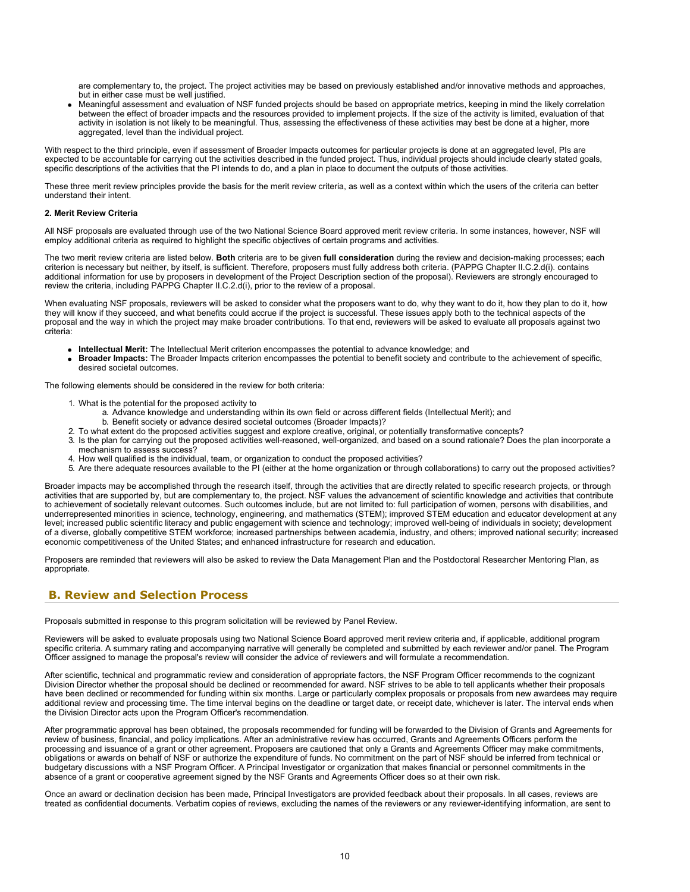are complementary to, the project. The project activities may be based on previously established and/or innovative methods and approaches, but in either case must be well justified.

- Meaningful assessment and evaluation of NSF funded projects should be based on appropriate metrics, keeping in mind the likely correlation between the effect of broader impacts and the resources provided to implement projects. If the size of the activity is limited, evaluation of that activity in isolation is not likely to be meaningful. Thus, assessing the effectiveness of these activities may best be done at a higher, more aggregated, level than the individual project.

With respect to the third principle, even if assessment of Broader Impacts outcomes for particular projects is done at an aggregated level, PIs are expected to be accountable for carrying out the activities described in the funded project. Thus, individual projects should include clearly stated goals, specific descriptions of the activities that the PI intends to do, and a plan in place to document the outputs of those activities.

These three merit review principles provide the basis for the merit review criteria, as well as a context within which the users of the criteria can better understand their intent.

**2. Merit Review Criteria**

All NSF proposals are evaluated through use of the two National Science Board approved merit review criteria. In some instances, however, NSF will employ additional criteria as required to highlight the specific objectives of certain programs and activities.

The two merit review criteria are listed below. **Both** criteria are to be given **full consideration** during the review and decision-making processes; each criterion is necessary but neither, by itself, is sufficient. Therefore, proposers must fully address both criteria. (PAPPG Chapter II.C.2.d(i). contains additional information for use by proposers in development of the Project Description section of the proposal). Reviewers are strongly encouraged to review the criteria, including PAPPG Chapter II.C.2.d(i), prior to the review of a proposal.

When evaluating NSF proposals, reviewers will be asked to consider what the proposers want to do, why they want to do it, how they plan to do it, how they will know if they succeed, and what benefits could accrue if the project is successful. These issues apply both to the technical aspects of the proposal and the way in which the project may make broader contributions. To that end, reviewers will be asked to evaluate all proposals against two criteria:

- **Intellectual Merit:** The Intellectual Merit criterion encompasses the potential to advance knowledge; and
- **Broader Impacts:** The Broader Impacts criterion encompasses the potential to benefit society and contribute to the achievement of specific, desired societal outcomes.

The following elements should be considered in the review for both criteria:

1. What is the potential for the proposed activity to
   a. Advance knowledge and understanding within its own field or across different fields (Intellectual Merit); and
   b. Benefit society or advance desired societal outcomes (Broader Impacts)?
2. To what extent do the proposed activities suggest and explore creative, original, or potentially transformative concepts?
3. Is the plan for carrying out the proposed activities well-reasoned, well-organized, and based on a sound rationale? Does the plan incorporate a mechanism to assess success?
4. How well qualified is the individual, team, or organization to conduct the proposed activities?
5. Are there adequate resources available to the PI (either at the home organization or through collaborations) to carry out the proposed activities?

Broader impacts may be accomplished through the research itself, through the activities that are directly related to specific research projects, or through activities that are supported by, but are complementary to, the project. NSF values the advancement of scientific knowledge and activities that contribute to achievement of societally relevant outcomes. Such outcomes include, but are not limited to: full participation of women, persons with disabilities, and underrepresented minorities in science, technology, engineering, and mathematics (STEM); improved STEM education and educator development at any level; increased public scientific literacy and public engagement with science and technology; improved well-being of individuals in society; development of a diverse, globally competitive STEM workforce; increased partnerships between academia, industry, and others; improved national security; increased economic competitiveness of the United States; and enhanced infrastructure for research and education.

Proposers are reminded that reviewers will also be asked to review the Data Management Plan and the Postdoctoral Researcher Mentoring Plan, as appropriate.

## B. Review and Selection Process

Proposals submitted in response to this program solicitation will be reviewed by Panel Review.

Reviewers will be asked to evaluate proposals using two National Science Board approved merit review criteria and, if applicable, additional program specific criteria. A summary rating and accompanying narrative will generally be completed and submitted by each reviewer and/or panel. The Program Officer assigned to manage the proposal's review will consider the advice of reviewers and will formulate a recommendation.

After scientific, technical and programmatic review and consideration of appropriate factors, the NSF Program Officer recommends to the cognizant Division Director whether the proposal should be declined or recommended for award. NSF strives to be able to tell applicants whether their proposals have been declined or recommended for funding within six months. Large or particularly complex proposals or proposals from new awardees may require additional review and processing time. The time interval begins on the deadline or target date, or receipt date, whichever is later. The interval ends when the Division Director acts upon the Program Officer's recommendation.

After programmatic approval has been obtained, the proposals recommended for funding will be forwarded to the Division of Grants and Agreements for review of business, financial, and policy implications. After an administrative review has occurred, Grants and Agreements Officers perform the processing and issuance of a grant or other agreement. Proposers are cautioned that only a Grants and Agreements Officer may make commitments, obligations or awards on behalf of NSF or authorize the expenditure of funds. No commitment on the part of NSF should be inferred from technical or budgetary discussions with a NSF Program Officer. A Principal Investigator or organization that makes financial or personnel commitments in the absence of a grant or cooperative agreement signed by the NSF Grants and Agreements Officer does so at their own risk.

Once an award or declination decision has been made, Principal Investigators are provided feedback about their proposals. In all cases, reviews are treated as confidential documents. Verbatim copies of reviews, excluding the names of the reviewers or any reviewer-identifying information, are sent to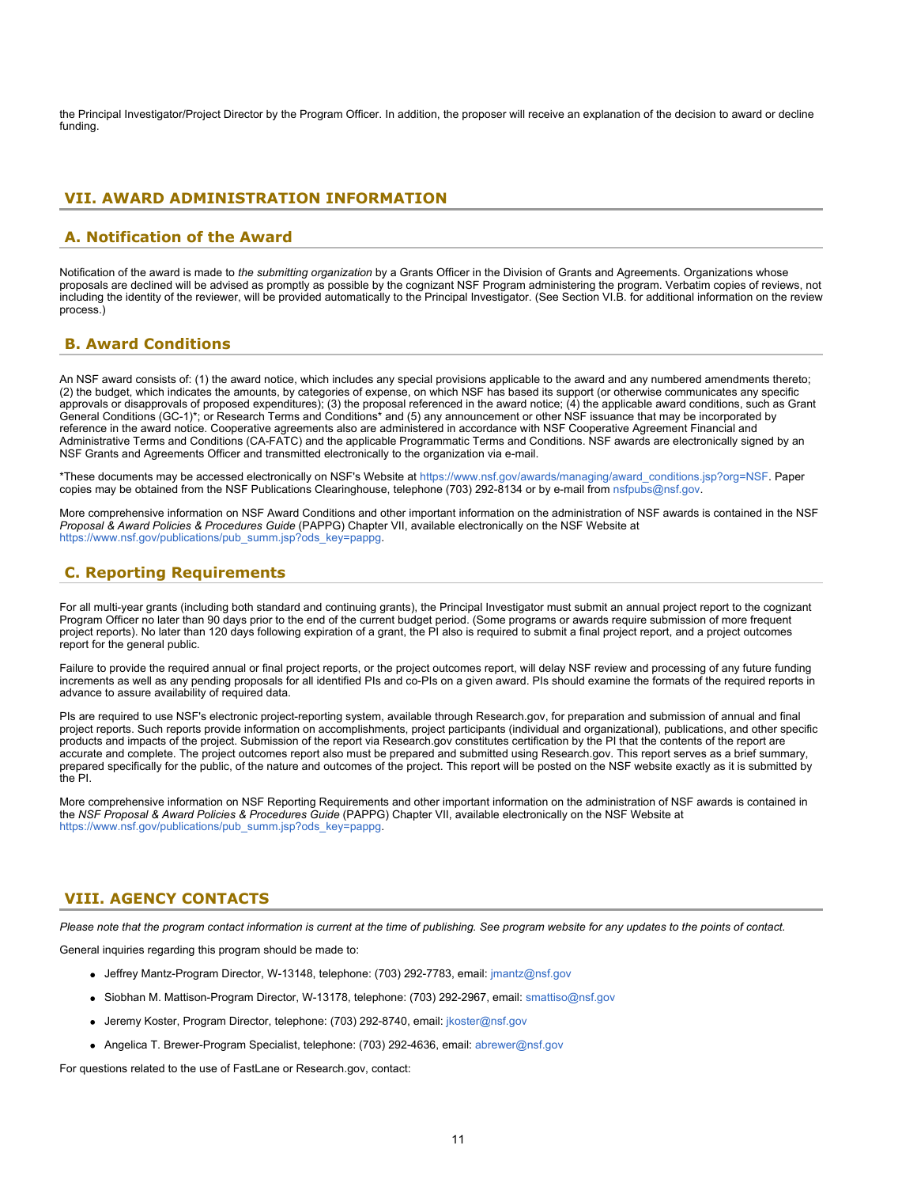the Principal Investigator/Project Director by the Program Officer. In addition, the proposer will receive an explanation of the decision to award or decline funding.

## VII. AWARD ADMINISTRATION INFORMATION

### A. Notification of the Award

Notification of the award is made to *the submitting organization* by a Grants Officer in the Division of Grants and Agreements. Organizations whose proposals are declined will be advised as promptly as possible by the cognizant NSF Program administering the program. Verbatim copies of reviews, not including the identity of the reviewer, will be provided automatically to the Principal Investigator. (See Section VI.B. for additional information on the review process.)

### B. Award Conditions

An NSF award consists of: (1) the award notice, which includes any special provisions applicable to the award and any numbered amendments thereto; (2) the budget, which indicates the amounts, by categories of expense, on which NSF has based its support (or otherwise communicates any specific approvals or disapprovals of proposed expenditures); (3) the proposal referenced in the award notice; (4) the applicable award conditions, such as Grant General Conditions (GC-1)*; or Research Terms and Conditions* and (5) any announcement or other NSF issuance that may be incorporated by reference in the award notice. Cooperative agreements also are administered in accordance with NSF Cooperative Agreement Financial and Administrative Terms and Conditions (CA-FATC) and the applicable Programmatic Terms and Conditions. NSF awards are electronically signed by an NSF Grants and Agreements Officer and transmitted electronically to the organization via e-mail.

*These documents may be accessed electronically on NSF's Website at https://www.nsf.gov/awards/managing/award_conditions.jsp?org=NSF. Paper copies may be obtained from the NSF Publications Clearinghouse, telephone (703) 292-8134 or by e-mail from nsfpubs@nsf.gov.

More comprehensive information on NSF Award Conditions and other important information on the administration of NSF awards is contained in the NSF *Proposal & Award Policies & Procedures Guide* (PAPPG) Chapter VII, available electronically on the NSF Website at https://www.nsf.gov/publications/pub_summ.jsp?ods_key=pappg.

### C. Reporting Requirements

For all multi-year grants (including both standard and continuing grants), the Principal Investigator must submit an annual project report to the cognizant Program Officer no later than 90 days prior to the end of the current budget period. (Some programs or awards require submission of more frequent project reports). No later than 120 days following expiration of a grant, the PI also is required to submit a final project report, and a project outcomes report for the general public.

Failure to provide the required annual or final project reports, or the project outcomes report, will delay NSF review and processing of any future funding increments as well as any pending proposals for all identified PIs and co-PIs on a given award. PIs should examine the formats of the required reports in advance to assure availability of required data.

PIs are required to use NSF's electronic project-reporting system, available through Research.gov, for preparation and submission of annual and final project reports. Such reports provide information on accomplishments, project participants (individual and organizational), publications, and other specific products and impacts of the project. Submission of the report via Research.gov constitutes certification by the PI that the contents of the report are accurate and complete. The project outcomes report also must be prepared and submitted using Research.gov. This report serves as a brief summary, prepared specifically for the public, of the nature and outcomes of the project. This report will be posted on the NSF website exactly as it is submitted by the PI.

More comprehensive information on NSF Reporting Requirements and other important information on the administration of NSF awards is contained in the *NSF Proposal & Award Policies & Procedures Guide* (PAPPG) Chapter VII, available electronically on the NSF Website at https://www.nsf.gov/publications/pub_summ.jsp?ods_key=pappg.

## VIII. AGENCY CONTACTS

*Please note that the program contact information is current at the time of publishing. See program website for any updates to the points of contact.*

General inquiries regarding this program should be made to:

- Jeffrey Mantz-Program Director, W-13148, telephone: (703) 292-7783, email: jmantz@nsf.gov
- Siobhan M. Mattison-Program Director, W-13178, telephone: (703) 292-2967, email: smattiso@nsf.gov
- Jeremy Koster, Program Director, telephone: (703) 292-8740, email: jkoster@nsf.gov
- Angelica T. Brewer-Program Specialist, telephone: (703) 292-4636, email: abrewer@nsf.gov

For questions related to the use of FastLane or Research.gov, contact: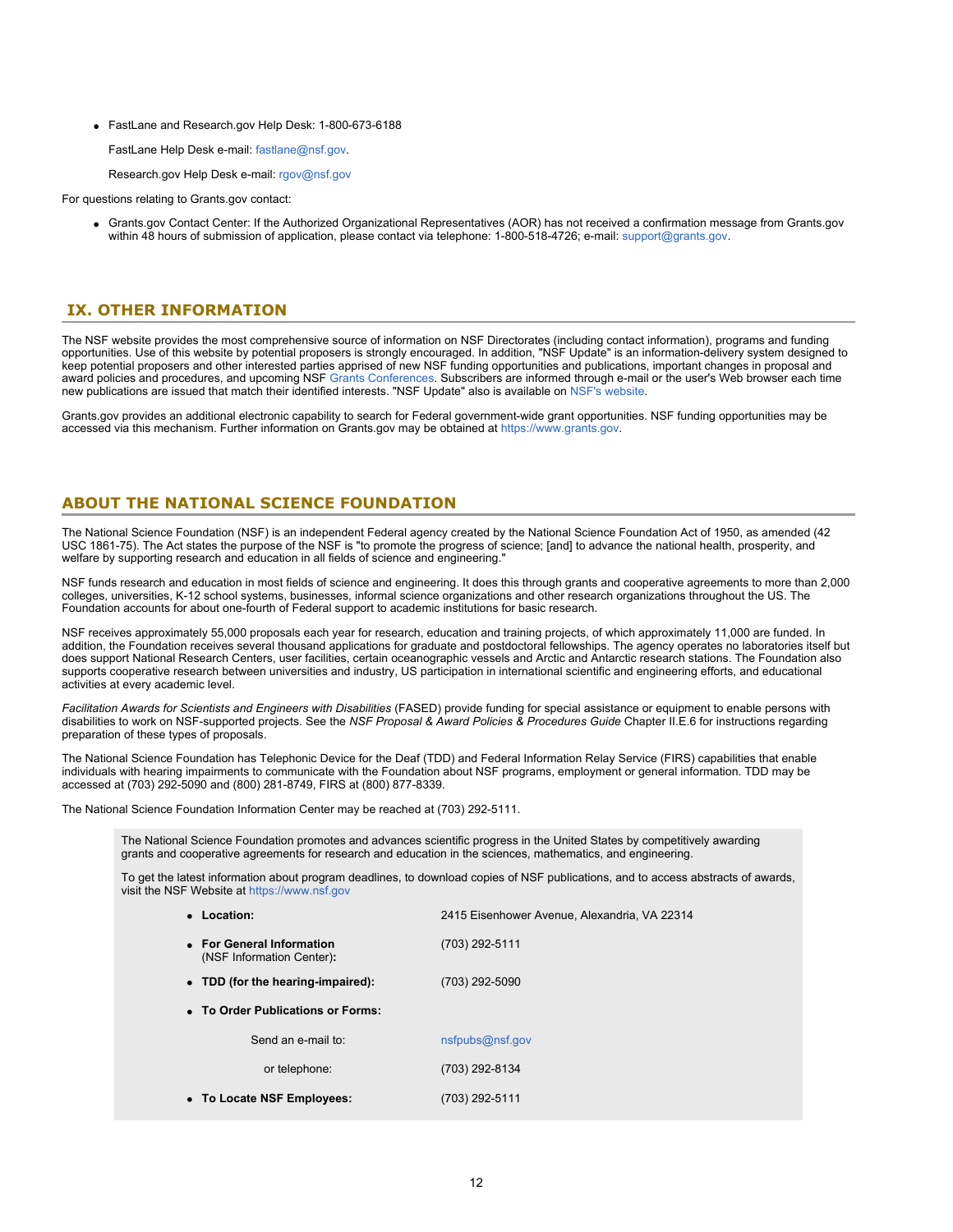- FastLane and Research.gov Help Desk: 1-800-673-6188

  FastLane Help Desk e-mail: fastlane@nsf.gov.

  Research.gov Help Desk e-mail: rgov@nsf.gov

For questions relating to Grants.gov contact:

- Grants.gov Contact Center: If the Authorized Organizational Representatives (AOR) has not received a confirmation message from Grants.gov within 48 hours of submission of application, please contact via telephone: 1-800-518-4726; e-mail: support@grants.gov.

## IX. OTHER INFORMATION

The NSF website provides the most comprehensive source of information on NSF Directorates (including contact information), programs and funding opportunities. Use of this website by potential proposers is strongly encouraged. In addition, "NSF Update" is an information-delivery system designed to keep potential proposers and other interested parties apprised of new NSF funding opportunities and publications, important changes in proposal and award policies and procedures, and upcoming NSF Grants Conferences. Subscribers are informed through e-mail or the user's Web browser each time new publications are issued that match their identified interests. "NSF Update" also is available on NSF's website.

Grants.gov provides an additional electronic capability to search for Federal government-wide grant opportunities. NSF funding opportunities may be accessed via this mechanism. Further information on Grants.gov may be obtained at https://www.grants.gov.

## ABOUT THE NATIONAL SCIENCE FOUNDATION

The National Science Foundation (NSF) is an independent Federal agency created by the National Science Foundation Act of 1950, as amended (42 USC 1861-75). The Act states the purpose of the NSF is "to promote the progress of science; [and] to advance the national health, prosperity, and welfare by supporting research and education in all fields of science and engineering."

NSF funds research and education in most fields of science and engineering. It does this through grants and cooperative agreements to more than 2,000 colleges, universities, K-12 school systems, businesses, informal science organizations and other research organizations throughout the US. The Foundation accounts for about one-fourth of Federal support to academic institutions for basic research.

NSF receives approximately 55,000 proposals each year for research, education and training projects, of which approximately 11,000 are funded. In addition, the Foundation receives several thousand applications for graduate and postdoctoral fellowships. The agency operates no laboratories itself but does support National Research Centers, user facilities, certain oceanographic vessels and Arctic and Antarctic research stations. The Foundation also supports cooperative research between universities and industry, US participation in international scientific and engineering efforts, and educational activities at every academic level.

*Facilitation Awards for Scientists and Engineers with Disabilities* (FASED) provide funding for special assistance or equipment to enable persons with disabilities to work on NSF-supported projects. See the *NSF Proposal & Award Policies & Procedures Guide* Chapter II.E.6 for instructions regarding preparation of these types of proposals.

The National Science Foundation has Telephonic Device for the Deaf (TDD) and Federal Information Relay Service (FIRS) capabilities that enable individuals with hearing impairments to communicate with the Foundation about NSF programs, employment or general information. TDD may be accessed at (703) 292-5090 and (800) 281-8749, FIRS at (800) 877-8339.

The National Science Foundation Information Center may be reached at (703) 292-5111.

The National Science Foundation promotes and advances scientific progress in the United States by competitively awarding grants and cooperative agreements for research and education in the sciences, mathematics, and engineering.

To get the latest information about program deadlines, to download copies of NSF publications, and to access abstracts of awards, visit the NSF Website at https://www.nsf.gov

- **Location:** 2415 Eisenhower Avenue, Alexandria, VA 22314
- **For General Information** (NSF Information Center)**:** (703) 292-5111
- **TDD (for the hearing-impaired):** (703) 292-5090
- **To Order Publications or Forms:**

  Send an e-mail to: nsfpubs@nsf.gov

  or telephone: (703) 292-8134
- **To Locate NSF Employees:** (703) 292-5111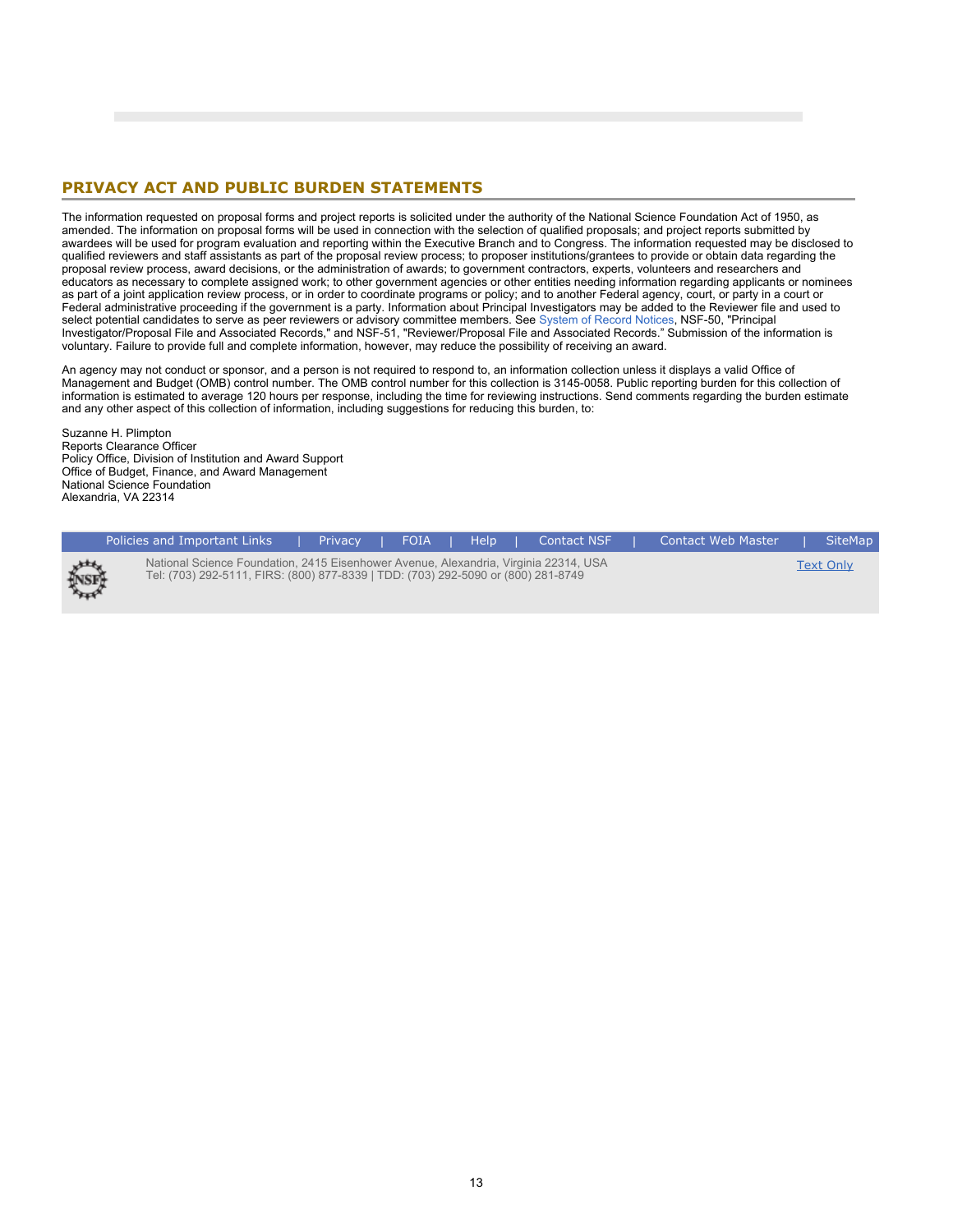## PRIVACY ACT AND PUBLIC BURDEN STATEMENTS

The information requested on proposal forms and project reports is solicited under the authority of the National Science Foundation Act of 1950, as amended. The information on proposal forms will be used in connection with the selection of qualified proposals; and project reports submitted by awardees will be used for program evaluation and reporting within the Executive Branch and to Congress. The information requested may be disclosed to qualified reviewers and staff assistants as part of the proposal review process; to proposer institutions/grantees to provide or obtain data regarding the proposal review process, award decisions, or the administration of awards; to government contractors, experts, volunteers and researchers and educators as necessary to complete assigned work; to other government agencies or other entities needing information regarding applicants or nominees as part of a joint application review process, or in order to coordinate programs or policy; and to another Federal agency, court, or party in a court or Federal administrative proceeding if the government is a party. Information about Principal Investigators may be added to the Reviewer file and used to select potential candidates to serve as peer reviewers or advisory committee members. See System of Record Notices, NSF-50, "Principal Investigator/Proposal File and Associated Records," and NSF-51, "Reviewer/Proposal File and Associated Records." Submission of the information is voluntary. Failure to provide full and complete information, however, may reduce the possibility of receiving an award.

An agency may not conduct or sponsor, and a person is not required to respond to, an information collection unless it displays a valid Office of Management and Budget (OMB) control number. The OMB control number for this collection is 3145-0058. Public reporting burden for this collection of information is estimated to average 120 hours per response, including the time for reviewing instructions. Send comments regarding the burden estimate and any other aspect of this collection of information, including suggestions for reducing this burden, to:

Suzanne H. Plimpton
Reports Clearance Officer
Policy Office, Division of Institution and Award Support
Office of Budget, Finance, and Award Management
National Science Foundation
Alexandria, VA 22314

Policies and Important Links | Privacy | FOIA | Help | Contact NSF | Contact Web Master | SiteMap

National Science Foundation, 2415 Eisenhower Avenue, Alexandria, Virginia 22314, USA
Tel: (703) 292-5111, FIRS: (800) 877-8339 | TDD: (703) 292-5090 or (800) 281-8749

Text Only